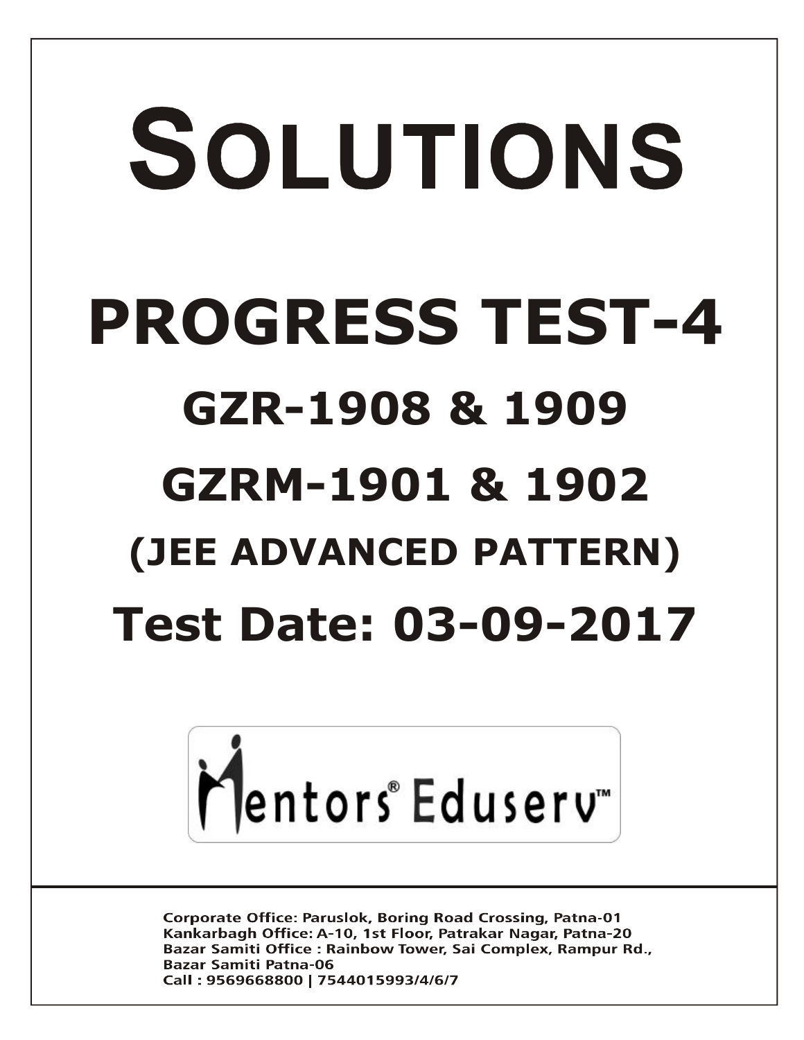# SOLUTIONS

# PROGRESS TEST-4

## GZR-1908 & 1909

## GZRM-1901 & 1902

## (JEE ADVANCED PATTERN)

## Test Date: 03-09-2017

Mentors® Eduserv™

Corporate Office: Paruslok, Boring Road Crossing, Patna-01
Kankarbagh Office: A-10, 1st Floor, Patrakar Nagar, Patna-20
Bazar Samiti Office : Rainbow Tower, Sai Complex, Rampur Rd., Bazar Samiti Patna-06
Call : 9569668800 | 7544015993/4/6/7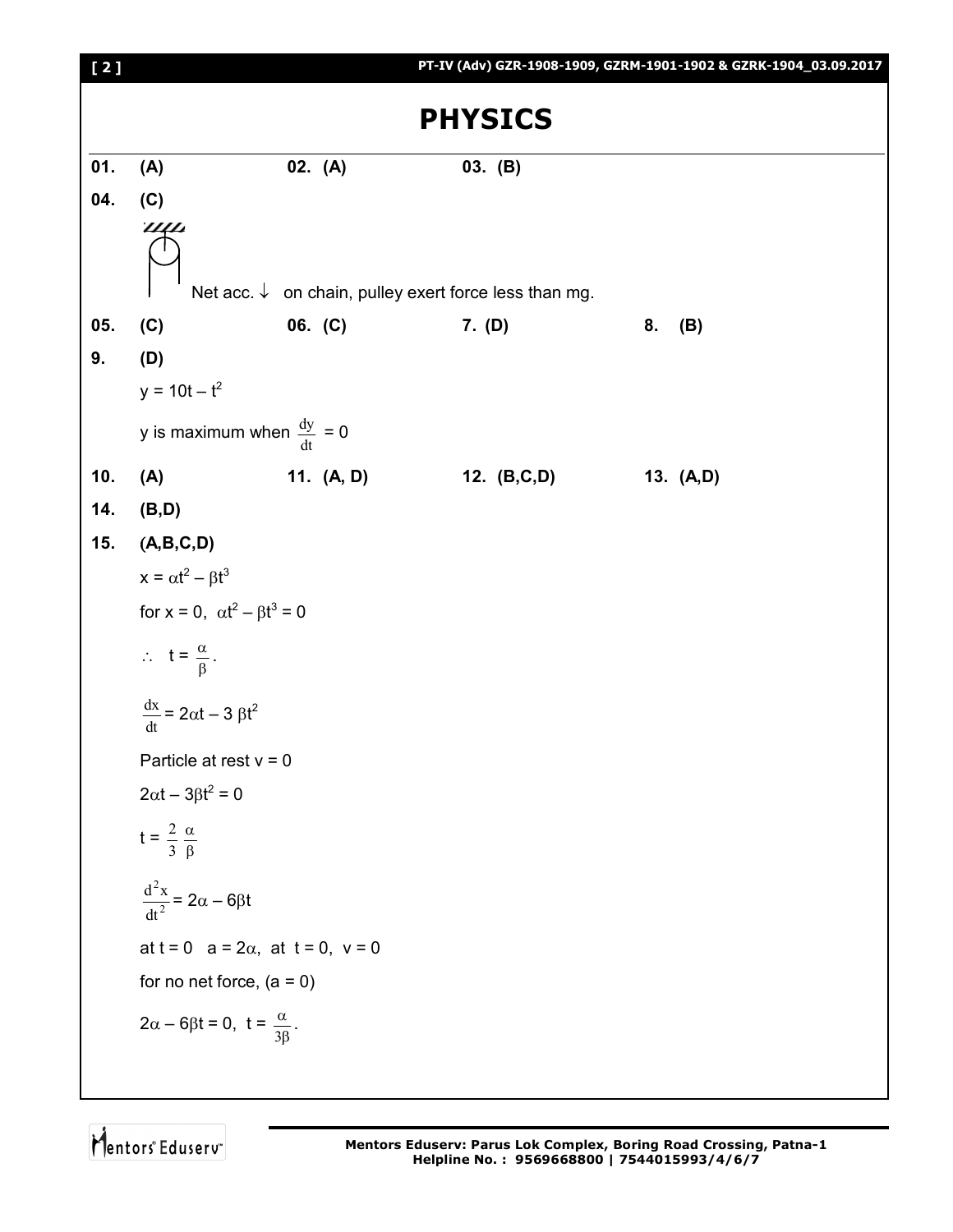# PHYSICS

**01.** **(A)** **02.** **(A)** **03.** **(B)**

**04.** **(C)**

Net acc. $\downarrow$ on chain, pulley exert force less than mg.

**05.** **(C)** **06.** **(C)** **7.** **(D)** **8.** **(B)**

**9.** **(D)**

$y = 10t - t^2$

y is maximum when $\frac{dy}{dt} = 0$

**10.** **(A)** **11.** **(A, D)** **12.** **(B,C,D)** **13.** **(A,D)**

**14.** **(B,D)**

**15.** **(A,B,C,D)**

$x = \alpha t^2 - \beta t^3$

for $x = 0$, $\alpha t^2 - \beta t^3 = 0$

$\therefore \quad t = \frac{\alpha}{\beta}$.

$\frac{dx}{dt} = 2\alpha t - 3\beta t^2$

Particle at rest $v = 0$

$2\alpha t - 3\beta t^2 = 0$

$t = \frac{2}{3}\frac{\alpha}{\beta}$

$\frac{d^2x}{dt^2} = 2\alpha - 6\beta t$

at $t = 0$ $a = 2\alpha$, at $t = 0$, $v = 0$

for no net force, $(a = 0)$

$2\alpha - 6\beta t = 0$, $t = \frac{\alpha}{3\beta}$.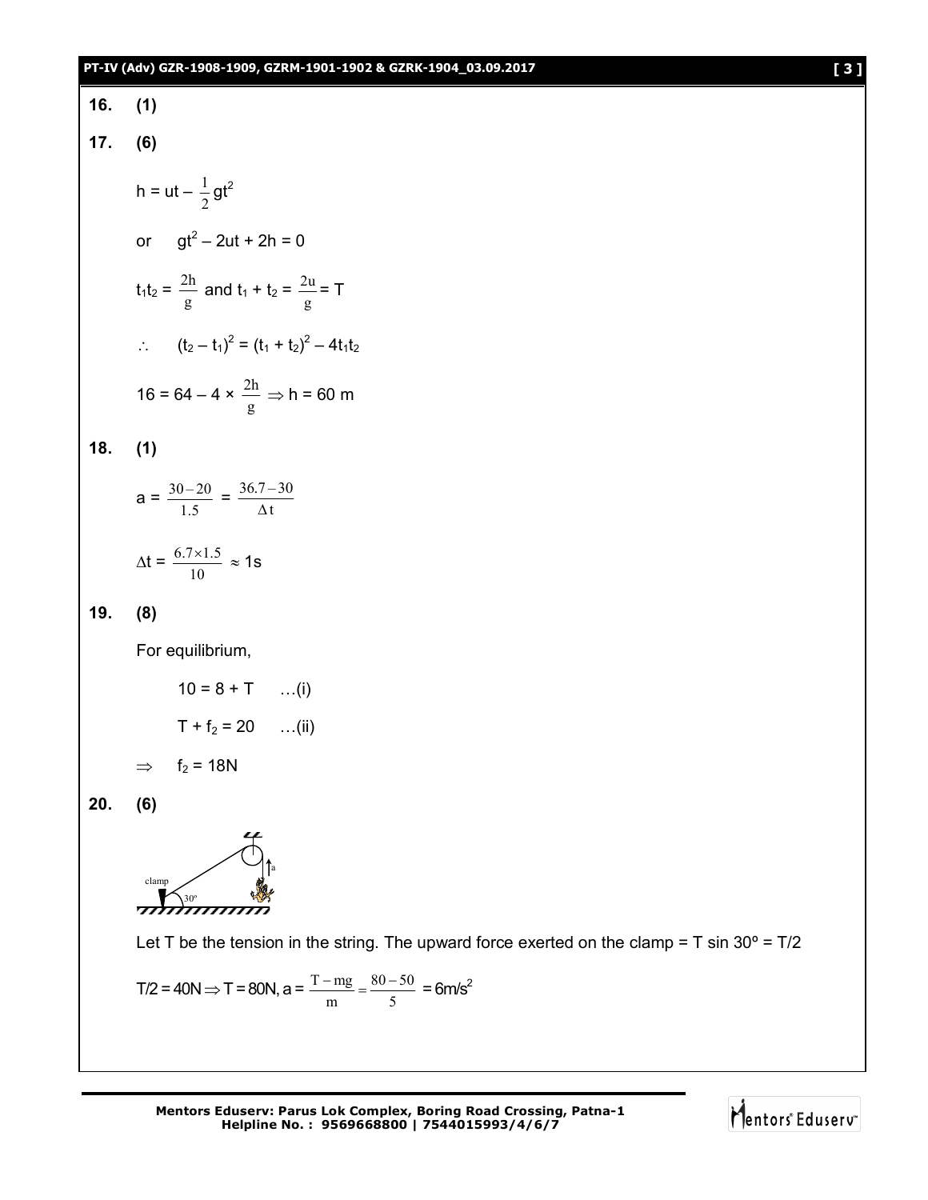**16.** **(1)**

**17.** **(6)**

$h = ut - \frac{1}{2}gt^2$

or $\quad gt^2 - 2ut + 2h = 0$

$t_1t_2 = \frac{2h}{g}$ and $t_1 + t_2 = \frac{2u}{g} = T$

$\therefore \quad (t_2 - t_1)^2 = (t_1 + t_2)^2 - 4t_1t_2$

$16 = 64 - 4 \times \frac{2h}{g} \Rightarrow h = 60$ m

**18.** **(1)**

$a = \frac{30-20}{1.5} = \frac{36.7-30}{\Delta t}$

$\Delta t = \frac{6.7 \times 1.5}{10} \approx 1$s

**19.** **(8)**

For equilibrium,

$10 = 8 + T \quad \ldots(i)$

$T + f_2 = 20 \quad \ldots(ii)$

$\Rightarrow \quad f_2 = 18$N

**20.** **(6)**

Let T be the tension in the string. The upward force exerted on the clamp = T sin 30º = T/2

$T/2 = 40N \Rightarrow T = 80N, a = \frac{T - mg}{m} = \frac{80-50}{5} = 6 m/s^2$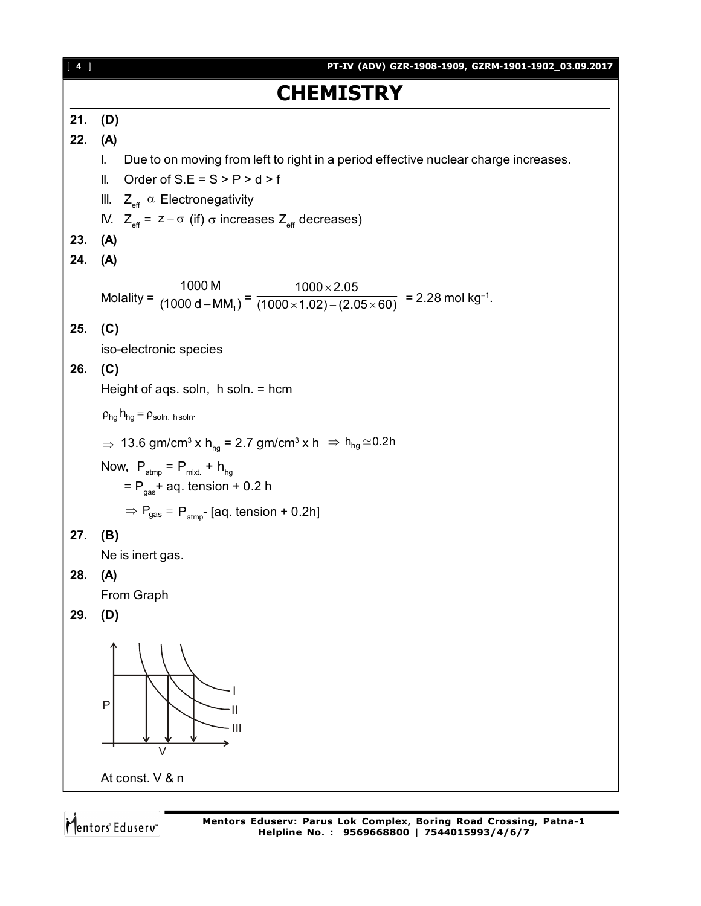# CHEMISTRY

**21.** **(D)**

**22.** **(A)**

I. Due to on moving from left to right in a period effective nuclear charge increases.

II. Order of S.E = S > P > d > f

III. $Z_{eff} \propto$ Electronegativity

IV. $Z_{eff} = z - \sigma$ (if) $\sigma$ increases $Z_{eff}$ decreases)

**23.** **(A)**

**24.** **(A)**

Molality = $\frac{1000\,M}{(1000\,d - MM_1)} = \frac{1000 \times 2.05}{(1000 \times 1.02) - (2.05 \times 60)}$ = 2.28 mol $kg^{-1}$.

**25.** **(C)**

iso-electronic species

**26.** **(C)**

Height of aqs. soln, h soln. = hcm

$\rho_{hg} h_{hg} = \rho_{soln.} h_{soln}$.

$\Rightarrow$ 13.6 gm/cm$^3$ x $h_{hg}$ = 2.7 gm/cm$^3$ x h $\Rightarrow h_{hg} \simeq 0.2h$

Now, $P_{atmp} = P_{mixt.} + h_{hg}$

$= P_{gas}$ + aq. tension + 0.2 h

$\Rightarrow P_{gas} = P_{atmp}$ - [aq. tension + 0.2h]

**27.** **(B)**

Ne is inert gas.

**28.** **(A)**

From Graph

**29.** **(D)**

At const. V & n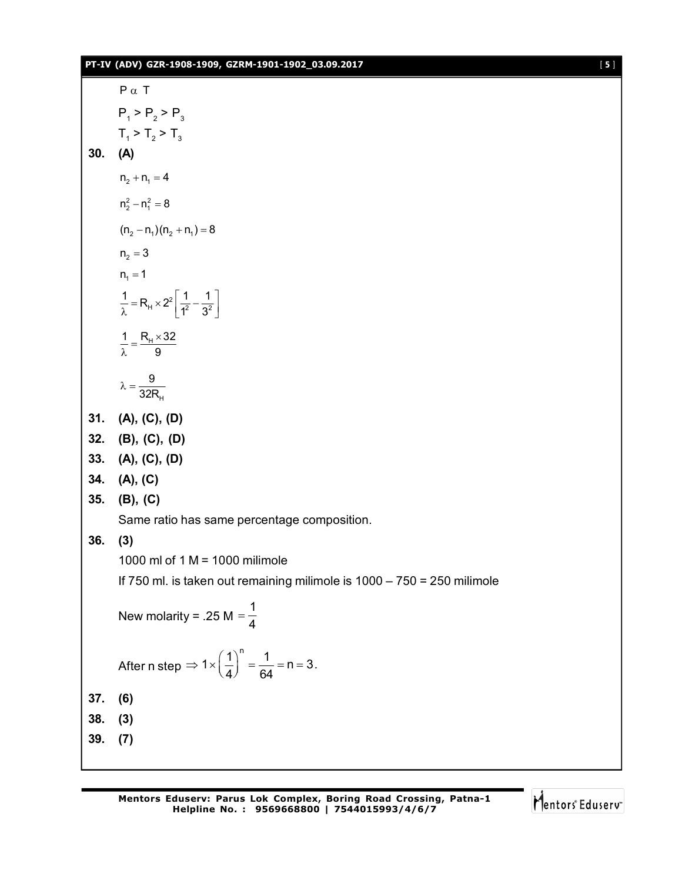$P \alpha T$

$P_1 > P_2 > P_3$

$T_1 > T_2 > T_3$

**30. (A)**

$$n_2 + n_1 = 4$$

$$n_2^2 - n_1^2 = 8$$

$$(n_2 - n_1)(n_2 + n_1) = 8$$

$$n_2 = 3$$

$$n_1 = 1$$

$$\frac{1}{\lambda} = R_H \times 2^2 \left[\frac{1}{1^2} - \frac{1}{3^2}\right]$$

$$\frac{1}{\lambda} = \frac{R_H \times 32}{9}$$

$$\lambda = \frac{9}{32R_H}$$

**31. (A), (C), (D)**

**32. (B), (C), (D)**

**33. (A), (C), (D)**

**34. (A), (C)**

**35. (B), (C)**

Same ratio has same percentage composition.

**36. (3)**

1000 ml of 1 M = 1000 milimole

If 750 ml. is taken out remaining milimole is 1000 – 750 = 250 milimole

New molarity = .25 M $= \frac{1}{4}$

After n step $\Rightarrow 1 \times \left(\frac{1}{4}\right)^n = \frac{1}{64} = n = 3$.

**37. (6)**

**38. (3)**

**39. (7)**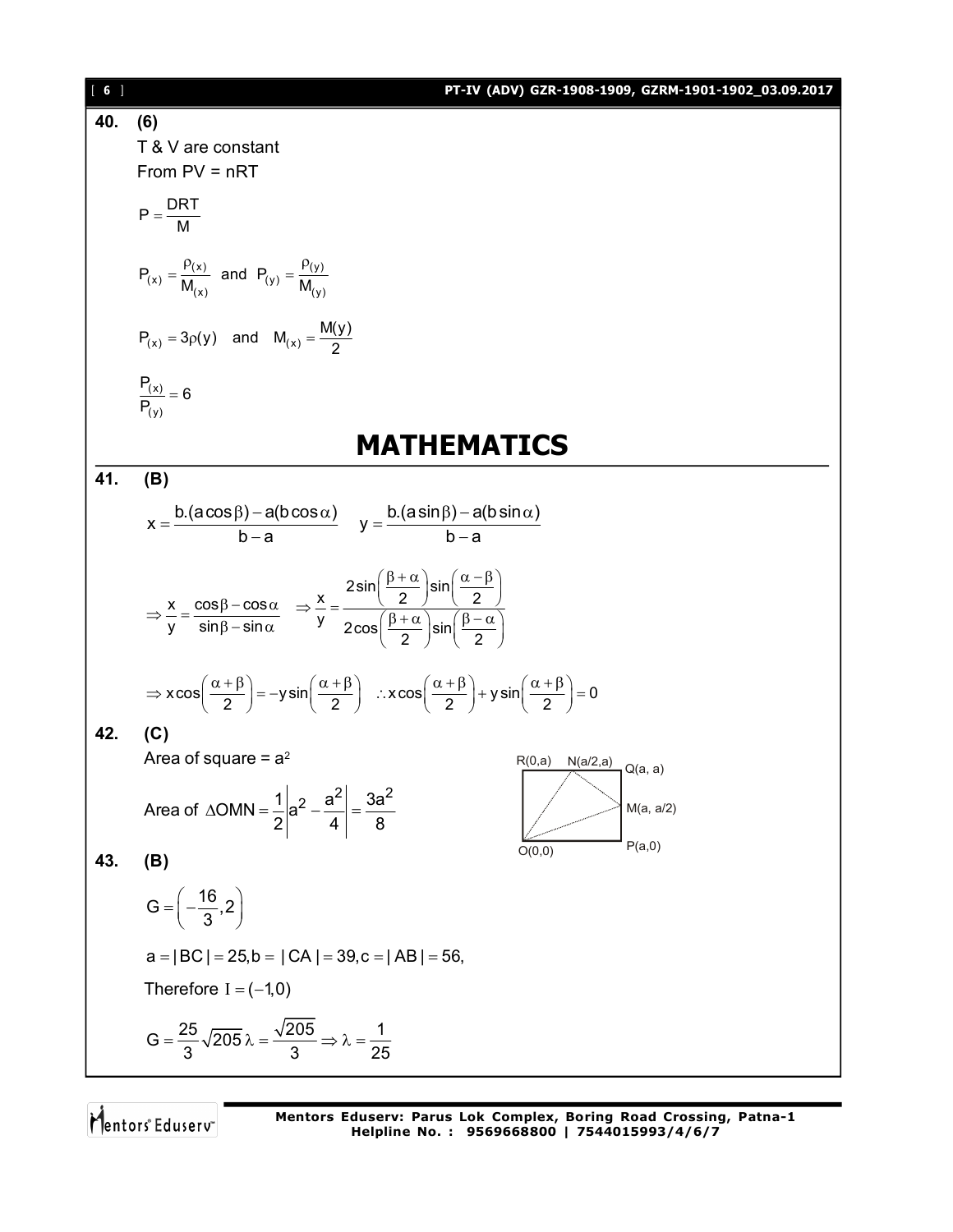**40. (6)**

T & V are constant

From PV = nRT

$$P = \frac{DRT}{M}$$

$$P_{(x)} = \frac{\rho_{(x)}}{M_{(x)}} \text{ and } P_{(y)} = \frac{\rho_{(y)}}{M_{(y)}}$$

$$P_{(x)} = 3\rho(y) \quad \text{and} \quad M_{(x)} = \frac{M(y)}{2}$$

$$\frac{P_{(x)}}{P_{(y)}} = 6$$

# MATHEMATICS

**41. (B)**

$$x = \frac{b.(a\cos\beta) - a(b\cos\alpha)}{b-a} \quad y = \frac{b.(a\sin\beta) - a(b\sin\alpha)}{b-a}$$

$$\Rightarrow \frac{x}{y} = \frac{\cos\beta - \cos\alpha}{\sin\beta - \sin\alpha} \quad \Rightarrow \frac{x}{y} = \frac{2\sin\left(\frac{\beta+\alpha}{2}\right)\sin\left(\frac{\alpha-\beta}{2}\right)}{2\cos\left(\frac{\beta+\alpha}{2}\right)\sin\left(\frac{\beta-\alpha}{2}\right)}$$

$$\Rightarrow x\cos\left(\frac{\alpha+\beta}{2}\right) = -y\sin\left(\frac{\alpha+\beta}{2}\right) \quad \therefore x\cos\left(\frac{\alpha+\beta}{2}\right) + y\sin\left(\frac{\alpha+\beta}{2}\right) = 0$$

**42. (C)**

Area of square = $a^2$

$$\text{Area of } \Delta OMN = \frac{1}{2}\left|a^2 - \frac{a^2}{4}\right| = \frac{3a^2}{8}$$

R(0,a) N(a/2,a) Q(a, a) M(a, a/2) P(a,0) O(0,0)

**43. (B)**

$$G = \left(-\frac{16}{3}, 2\right)$$

$$a = |BC| = 25, b = |CA| = 39, c = |AB| = 56,$$

Therefore $I = (-1, 0)$

$$G = \frac{25}{3}\sqrt{205}\,\lambda = \frac{\sqrt{205}}{3} \Rightarrow \lambda = \frac{1}{25}$$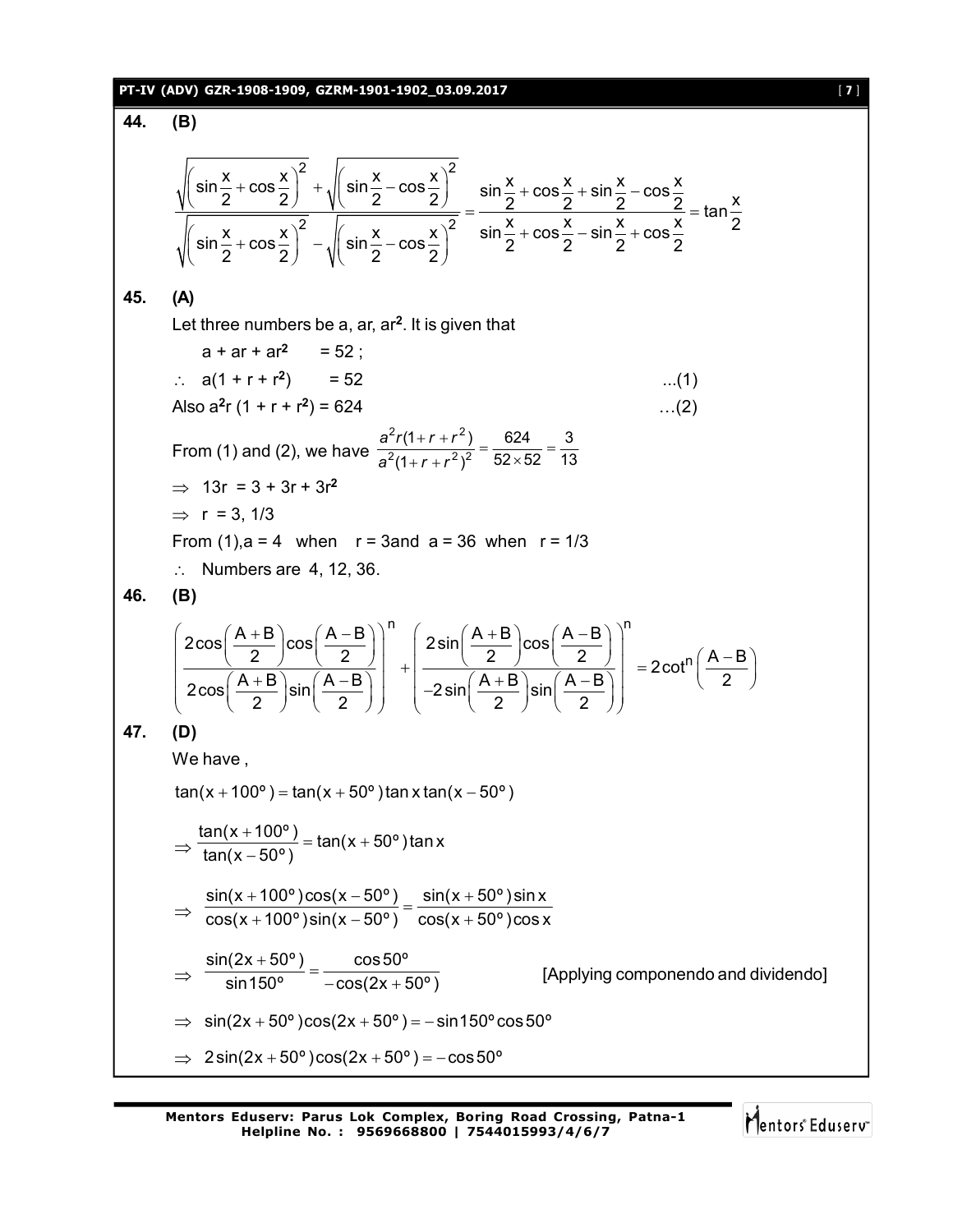**44. (B)**

$$\frac{\sqrt{\left(\sin\frac{x}{2}+\cos\frac{x}{2}\right)^2}+\sqrt{\left(\sin\frac{x}{2}-\cos\frac{x}{2}\right)^2}}{\sqrt{\left(\sin\frac{x}{2}+\cos\frac{x}{2}\right)^2}-\sqrt{\left(\sin\frac{x}{2}-\cos\frac{x}{2}\right)^2}}=\frac{\sin\frac{x}{2}+\cos\frac{x}{2}+\sin\frac{x}{2}-\cos\frac{x}{2}}{\sin\frac{x}{2}+\cos\frac{x}{2}-\sin\frac{x}{2}+\cos\frac{x}{2}}=\tan\frac{x}{2}$$

**45. (A)**

Let three numbers be a, ar, $ar^2$. It is given that

$a + ar + ar^2 = 52$ ;

$\therefore\ a(1 + r + r^2) = 52$ ...(1)

Also $a^2r(1 + r + r^2) = 624$ …(2)

From (1) and (2), we have $\frac{a^2r(1+r+r^2)}{a^2(1+r+r^2)^2}=\frac{624}{52\times 52}=\frac{3}{13}$

$\Rightarrow\ 13r = 3 + 3r + 3r^2$

$\Rightarrow\ r = 3, 1/3$

From (1), a = 4 when r = 3 and a = 36 when r = 1/3

$\therefore$ Numbers are 4, 12, 36.

**46. (B)**

$$\left(\frac{2\cos\left(\frac{A+B}{2}\right)\cos\left(\frac{A-B}{2}\right)}{2\cos\left(\frac{A+B}{2}\right)\sin\left(\frac{A-B}{2}\right)}\right)^n+\left(\frac{2\sin\left(\frac{A+B}{2}\right)\cos\left(\frac{A-B}{2}\right)}{-2\sin\left(\frac{A+B}{2}\right)\sin\left(\frac{A-B}{2}\right)}\right)^n=2\cot^n\left(\frac{A-B}{2}\right)$$

**47. (D)**

We have ,

$$\tan(x+100^\circ)=\tan(x+50^\circ)\tan x\tan(x-50^\circ)$$

$$\Rightarrow \frac{\tan(x+100^\circ)}{\tan(x-50^\circ)}=\tan(x+50^\circ)\tan x$$

$$\Rightarrow \frac{\sin(x+100^\circ)\cos(x-50^\circ)}{\cos(x+100^\circ)\sin(x-50^\circ)}=\frac{\sin(x+50^\circ)\sin x}{\cos(x+50^\circ)\cos x}$$

$$\Rightarrow \frac{\sin(2x+50^\circ)}{\sin 150^\circ}=\frac{\cos 50^\circ}{-\cos(2x+50^\circ)} \quad \text{[Applying componendo and dividendo]}$$

$$\Rightarrow \sin(2x+50^\circ)\cos(2x+50^\circ)=-\sin 150^\circ\cos 50^\circ$$

$$\Rightarrow 2\sin(2x+50^\circ)\cos(2x+50^\circ)=-\cos 50^\circ$$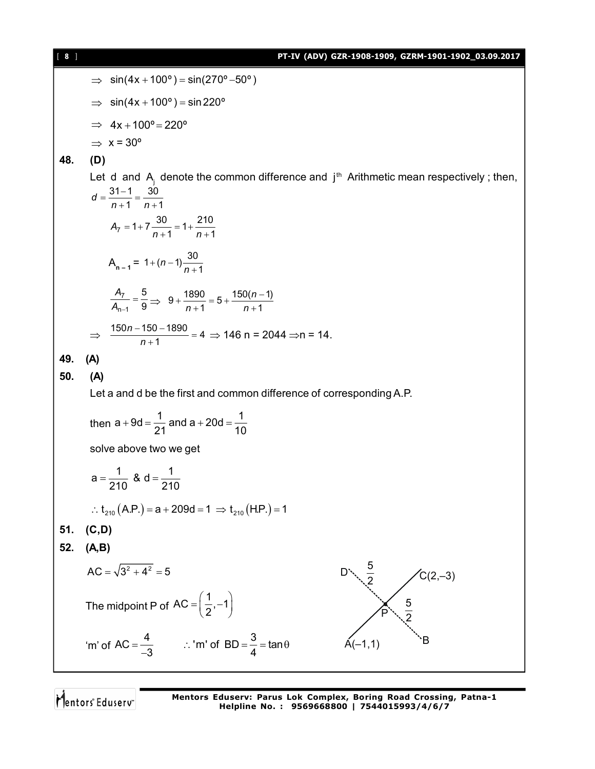$\Rightarrow \sin(4x + 100^\circ) = \sin(270^\circ - 50^\circ)$

$\Rightarrow \sin(4x + 100^\circ) = \sin 220^\circ$

$\Rightarrow 4x + 100^\circ = 220^\circ$

$\Rightarrow x = 30^\circ$

**48. (D)**

Let d and $A_j$ denote the common difference and $j^{th}$ Arithmetic mean respectively ; then,

$d = \frac{31-1}{n+1} = \frac{30}{n+1}$

$A_7 = 1 + 7\frac{30}{n+1} = 1 + \frac{210}{n+1}$

$A_{n-1} = 1 + (n-1)\frac{30}{n+1}$

$\frac{A_7}{A_{n-1}} = \frac{5}{9} \Rightarrow 9 + \frac{1890}{n+1} = 5 + \frac{150(n-1)}{n+1}$

$\Rightarrow \frac{150n - 150 - 1890}{n+1} = 4 \Rightarrow 146\text{ n} = 2044 \Rightarrow \text{n} = 14.$

**49. (A)**

**50. (A)**

Let a and d be the first and common difference of corresponding A.P.

then $a + 9d = \frac{1}{21}$ and $a + 20d = \frac{1}{10}$

solve above two we get

$a = \frac{1}{210}$ & $d = \frac{1}{210}$

$\therefore t_{210}(\text{A.P.}) = a + 209d = 1 \Rightarrow t_{210}(\text{H.P.}) = 1$

**51. (C,D)**

**52. (A,B)**

$AC = \sqrt{3^2 + 4^2} = 5$

The midpoint P of $AC = \left(\frac{1}{2}, -1\right)$

'm' of $AC = \frac{4}{-3}$ $\quad\therefore$ 'm' of $BD = \frac{3}{4} = \tan\theta$

[Figure: line AC from A(–1,1) to C(2,–3), with midpoint P; dotted line DB through P, PD = 5/2, PB = 5/2]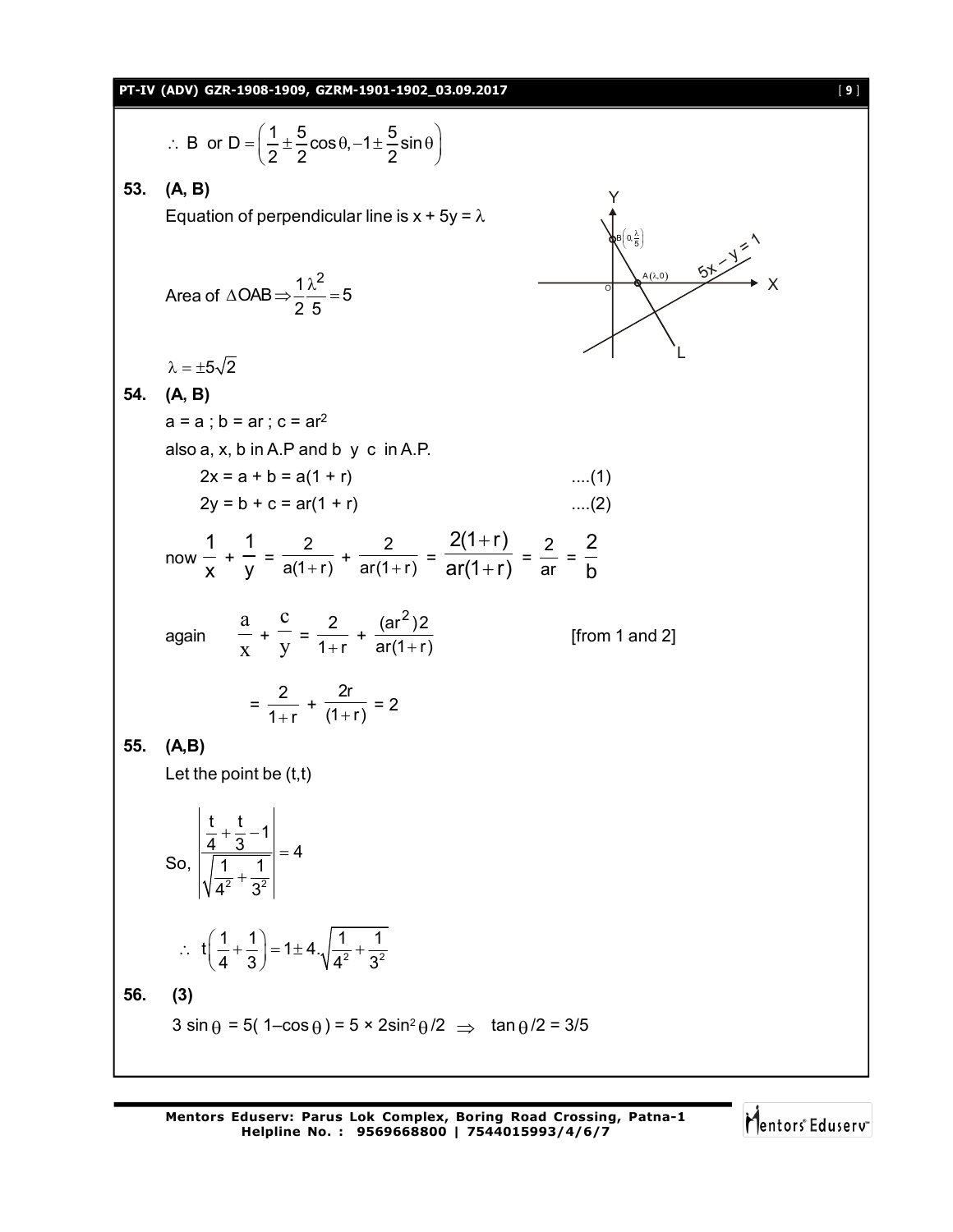$$\therefore \text{ B or D} = \left(\frac{1}{2} \pm \frac{5}{2}\cos\theta, -1 \pm \frac{5}{2}\sin\theta\right)$$

**53. (A, B)**

Equation of perpendicular line is $x + 5y = \lambda$

Area of $\Delta OAB \Rightarrow \frac{1}{2}\frac{\lambda^2}{5} = 5$

$\lambda = \pm 5\sqrt{2}$

**54. (A, B)**

$a = a$ ; $b = ar$ ; $c = ar^2$

also a, x, b in A.P and b y c in A.P.

$2x = a + b = a(1 + r)$ ....(1)

$2y = b + c = ar(1 + r)$ ....(2)

now $\frac{1}{x} + \frac{1}{y} = \frac{2}{a(1+r)} + \frac{2}{ar(1+r)} = \frac{2(1+r)}{ar(1+r)} = \frac{2}{ar} = \frac{2}{b}$

again $\frac{a}{x} + \frac{c}{y} = \frac{2}{1+r} + \frac{(ar^2)2}{ar(1+r)}$ [from 1 and 2]

$= \frac{2}{1+r} + \frac{2r}{(1+r)} = 2$

**55. (A,B)**

Let the point be (t,t)

So, $\left|\frac{\frac{t}{4} + \frac{t}{3} - 1}{\sqrt{\frac{1}{4^2} + \frac{1}{3^2}}}\right| = 4$

$\therefore \ t\left(\frac{1}{4} + \frac{1}{3}\right) = 1 \pm 4.\sqrt{\frac{1}{4^2} + \frac{1}{3^2}}$

**56. (3)**

$3\sin\theta = 5(1 - \cos\theta) = 5 \times 2\sin^2\theta/2 \Rightarrow \tan\theta/2 = 3/5$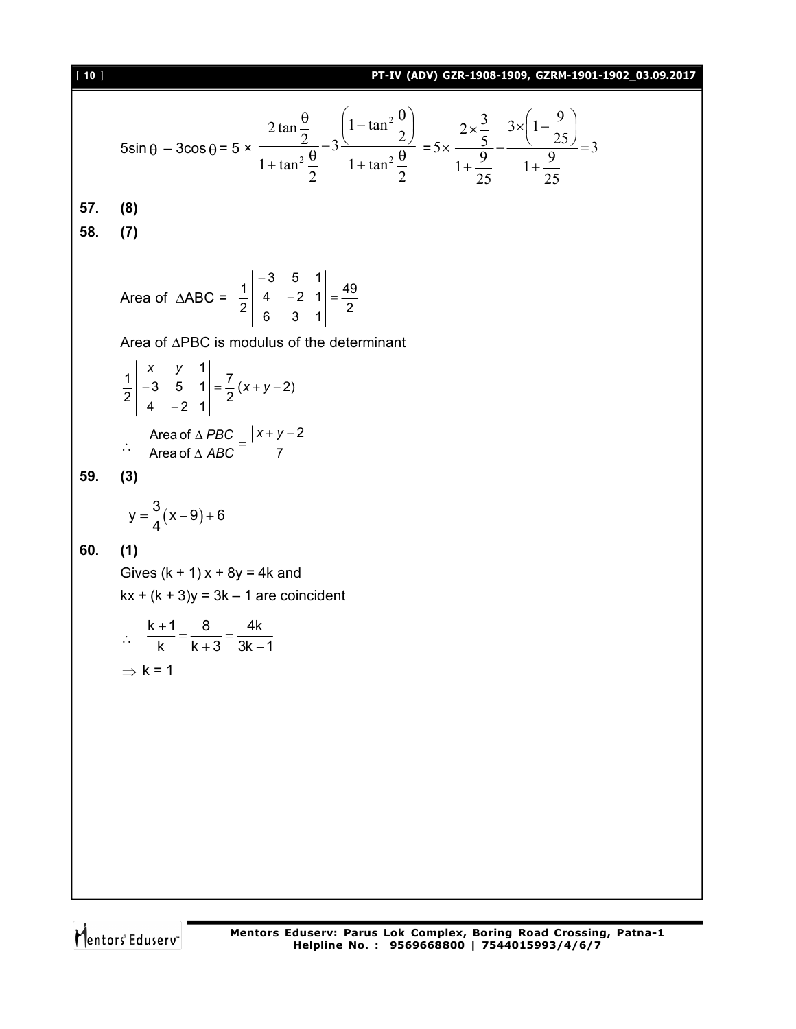$$5\sin\theta - 3\cos\theta = 5 \times \frac{2\tan\frac{\theta}{2}}{1+\tan^2\frac{\theta}{2}} - 3\frac{\left(1-\tan^2\frac{\theta}{2}\right)}{1+\tan^2\frac{\theta}{2}} = 5\times\frac{2\times\frac{3}{5}}{1+\frac{9}{25}} - \frac{3\times\left(1-\frac{9}{25}\right)}{1+\frac{9}{25}} = 3$$

**57.** **(8)**

**58.** **(7)**

Area of $\Delta ABC = \frac{1}{2}\begin{vmatrix} -3 & 5 & 1 \\ 4 & -2 & 1 \\ 6 & 3 & 1 \end{vmatrix} = \frac{49}{2}$

Area of $\Delta PBC$ is modulus of the determinant

$$\frac{1}{2}\begin{vmatrix} x & y & 1 \\ -3 & 5 & 1 \\ 4 & -2 & 1 \end{vmatrix} = \frac{7}{2}(x+y-2)$$

$$\therefore \quad \frac{\text{Area of } \Delta PBC}{\text{Area of } \Delta ABC} = \frac{|x+y-2|}{7}$$

**59.** **(3)**

$$y = \frac{3}{4}(x-9)+6$$

**60.** **(1)**

Gives $(k+1)x + 8y = 4k$ and

$kx + (k+3)y = 3k - 1$ are coincident

$$\therefore \quad \frac{k+1}{k} = \frac{8}{k+3} = \frac{4k}{3k-1}$$

$\Rightarrow k = 1$